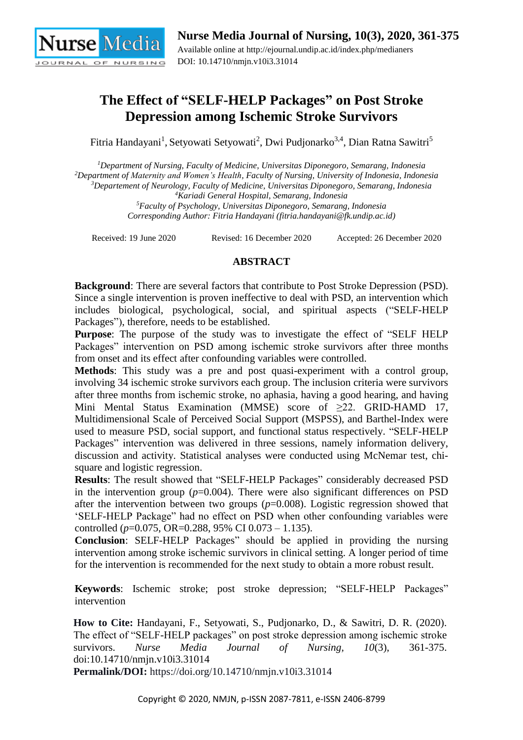# The Effect of "SELF-HELP Packages" on Post Stroke Depression among Ischemic Stroke Survivors

Fitria Handayani[1], Setyowati Setyowati[2], Dwi Pudjonarko[3,4], Dian Ratna Sawitri[5]

[1]*Department of Nursing, Faculty of Medicine, Universitas Diponegoro, Semarang, Indonesia*
[2]*Department of Maternity and Women's Health, Faculty of Nursing, University of Indonesia, Indonesia*
[3]*Departement of Neurology, Faculty of Medicine, Universitas Diponegoro, Semarang, Indonesia*
[4]*Kariadi General Hospital, Semarang, Indonesia*
[5]*Faculty of Psychology, Universitas Diponegoro, Semarang, Indonesia*
*Corresponding Author: Fitria Handayani (fitria.handayani@fk.undip.ac.id)*

Received: 19 June 2020 Revised: 16 December 2020 Accepted: 26 December 2020

## ABSTRACT

**Background**: There are several factors that contribute to Post Stroke Depression (PSD). Since a single intervention is proven ineffective to deal with PSD, an intervention which includes biological, psychological, social, and spiritual aspects ("SELF-HELP Packages"), therefore, needs to be established.

**Purpose**: The purpose of the study was to investigate the effect of "SELF HELP Packages" intervention on PSD among ischemic stroke survivors after three months from onset and its effect after confounding variables were controlled.

**Methods**: This study was a pre and post quasi-experiment with a control group, involving 34 ischemic stroke survivors each group. The inclusion criteria were survivors after three months from ischemic stroke, no aphasia, having a good hearing, and having Mini Mental Status Examination (MMSE) score of ≥22. GRID-HAMD 17, Multidimensional Scale of Perceived Social Support (MSPSS), and Barthel-Index were used to measure PSD, social support, and functional status respectively. "SELF-HELP Packages" intervention was delivered in three sessions, namely information delivery, discussion and activity. Statistical analyses were conducted using McNemar test, chi-square and logistic regression.

**Results**: The result showed that "SELF-HELP Packages" considerably decreased PSD in the intervention group (*p*=0.004). There were also significant differences on PSD after the intervention between two groups (*p*=0.008). Logistic regression showed that 'SELF-HELP Package" had no effect on PSD when other confounding variables were controlled (*p*=0.075, OR=0.288, 95% CI 0.073 – 1.135).

**Conclusion**: SELF-HELP Packages" should be applied in providing the nursing intervention among stroke ischemic survivors in clinical setting. A longer period of time for the intervention is recommended for the next study to obtain a more robust result.

**Keywords**: Ischemic stroke; post stroke depression; "SELF-HELP Packages" intervention

**How to Cite:** Handayani, F., Setyowati, S., Pudjonarko, D., & Sawitri, D. R. (2020). The effect of "SELF-HELP packages" on post stroke depression among ischemic stroke survivors. *Nurse Media Journal of Nursing*, *10*(3), 361-375. doi:10.14710/nmjn.v10i3.31014

**Permalink/DOI:** https://doi.org/10.14710/nmjn.v10i3.31014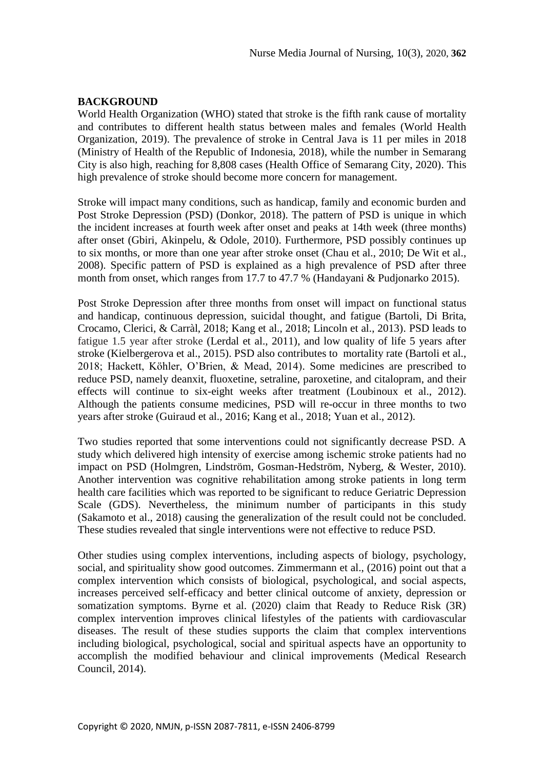## BACKGROUND

World Health Organization (WHO) stated that stroke is the fifth rank cause of mortality and contributes to different health status between males and females (World Health Organization, 2019). The prevalence of stroke in Central Java is 11 per miles in 2018 (Ministry of Health of the Republic of Indonesia, 2018), while the number in Semarang City is also high, reaching for 8,808 cases (Health Office of Semarang City, 2020). This high prevalence of stroke should become more concern for management.

Stroke will impact many conditions, such as handicap, family and economic burden and Post Stroke Depression (PSD) (Donkor, 2018). The pattern of PSD is unique in which the incident increases at fourth week after onset and peaks at 14th week (three months) after onset (Gbiri, Akinpelu, & Odole, 2010). Furthermore, PSD possibly continues up to six months, or more than one year after stroke onset (Chau et al., 2010; De Wit et al., 2008). Specific pattern of PSD is explained as a high prevalence of PSD after three month from onset, which ranges from 17.7 to 47.7 % (Handayani & Pudjonarko 2015).

Post Stroke Depression after three months from onset will impact on functional status and handicap, continuous depression, suicidal thought, and fatigue (Bartoli, Di Brita, Crocamo, Clerici, & Carràl, 2018; Kang et al., 2018; Lincoln et al., 2013). PSD leads to fatigue 1.5 year after stroke (Lerdal et al., 2011), and low quality of life 5 years after stroke (Kielbergerova et al., 2015). PSD also contributes to mortality rate (Bartoli et al., 2018; Hackett, Köhler, O'Brien, & Mead, 2014). Some medicines are prescribed to reduce PSD, namely deanxit, fluoxetine, setraline, paroxetine, and citalopram, and their effects will continue to six-eight weeks after treatment (Loubinoux et al., 2012). Although the patients consume medicines, PSD will re-occur in three months to two years after stroke (Guiraud et al., 2016; Kang et al., 2018; Yuan et al., 2012).

Two studies reported that some interventions could not significantly decrease PSD. A study which delivered high intensity of exercise among ischemic stroke patients had no impact on PSD (Holmgren, Lindström, Gosman-Hedström, Nyberg, & Wester, 2010). Another intervention was cognitive rehabilitation among stroke patients in long term health care facilities which was reported to be significant to reduce Geriatric Depression Scale (GDS). Nevertheless, the minimum number of participants in this study (Sakamoto et al., 2018) causing the generalization of the result could not be concluded. These studies revealed that single interventions were not effective to reduce PSD.

Other studies using complex interventions, including aspects of biology, psychology, social, and spirituality show good outcomes. Zimmermann et al., (2016) point out that a complex intervention which consists of biological, psychological, and social aspects, increases perceived self-efficacy and better clinical outcome of anxiety, depression or somatization symptoms. Byrne et al. (2020) claim that Ready to Reduce Risk (3R) complex intervention improves clinical lifestyles of the patients with cardiovascular diseases. The result of these studies supports the claim that complex interventions including biological, psychological, social and spiritual aspects have an opportunity to accomplish the modified behaviour and clinical improvements (Medical Research Council, 2014).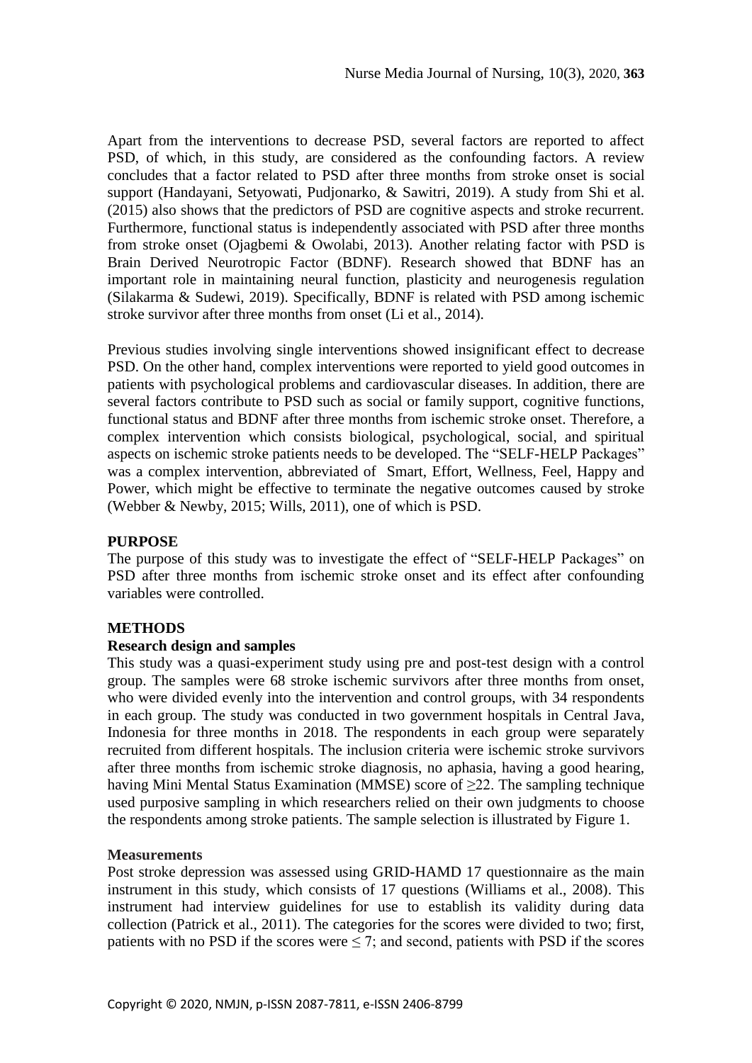Apart from the interventions to decrease PSD, several factors are reported to affect PSD, of which, in this study, are considered as the confounding factors. A review concludes that a factor related to PSD after three months from stroke onset is social support (Handayani, Setyowati, Pudjonarko, & Sawitri, 2019). A study from Shi et al. (2015) also shows that the predictors of PSD are cognitive aspects and stroke recurrent. Furthermore, functional status is independently associated with PSD after three months from stroke onset (Ojagbemi & Owolabi, 2013). Another relating factor with PSD is Brain Derived Neurotropic Factor (BDNF). Research showed that BDNF has an important role in maintaining neural function, plasticity and neurogenesis regulation (Silakarma & Sudewi, 2019). Specifically, BDNF is related with PSD among ischemic stroke survivor after three months from onset (Li et al., 2014).

Previous studies involving single interventions showed insignificant effect to decrease PSD. On the other hand, complex interventions were reported to yield good outcomes in patients with psychological problems and cardiovascular diseases. In addition, there are several factors contribute to PSD such as social or family support, cognitive functions, functional status and BDNF after three months from ischemic stroke onset. Therefore, a complex intervention which consists biological, psychological, social, and spiritual aspects on ischemic stroke patients needs to be developed. The "SELF-HELP Packages" was a complex intervention, abbreviated of Smart, Effort, Wellness, Feel, Happy and Power, which might be effective to terminate the negative outcomes caused by stroke (Webber & Newby, 2015; Wills, 2011), one of which is PSD.

## PURPOSE

The purpose of this study was to investigate the effect of "SELF-HELP Packages" on PSD after three months from ischemic stroke onset and its effect after confounding variables were controlled.

## METHODS

### Research design and samples

This study was a quasi-experiment study using pre and post-test design with a control group. The samples were 68 stroke ischemic survivors after three months from onset, who were divided evenly into the intervention and control groups, with 34 respondents in each group. The study was conducted in two government hospitals in Central Java, Indonesia for three months in 2018. The respondents in each group were separately recruited from different hospitals. The inclusion criteria were ischemic stroke survivors after three months from ischemic stroke diagnosis, no aphasia, having a good hearing, having Mini Mental Status Examination (MMSE) score of $\geq$22. The sampling technique used purposive sampling in which researchers relied on their own judgments to choose the respondents among stroke patients. The sample selection is illustrated by Figure 1.

### Measurements

Post stroke depression was assessed using GRID-HAMD 17 questionnaire as the main instrument in this study, which consists of 17 questions (Williams et al., 2008). This instrument had interview guidelines for use to establish its validity during data collection (Patrick et al., 2011). The categories for the scores were divided to two; first, patients with no PSD if the scores were $\leq$ 7; and second, patients with PSD if the scores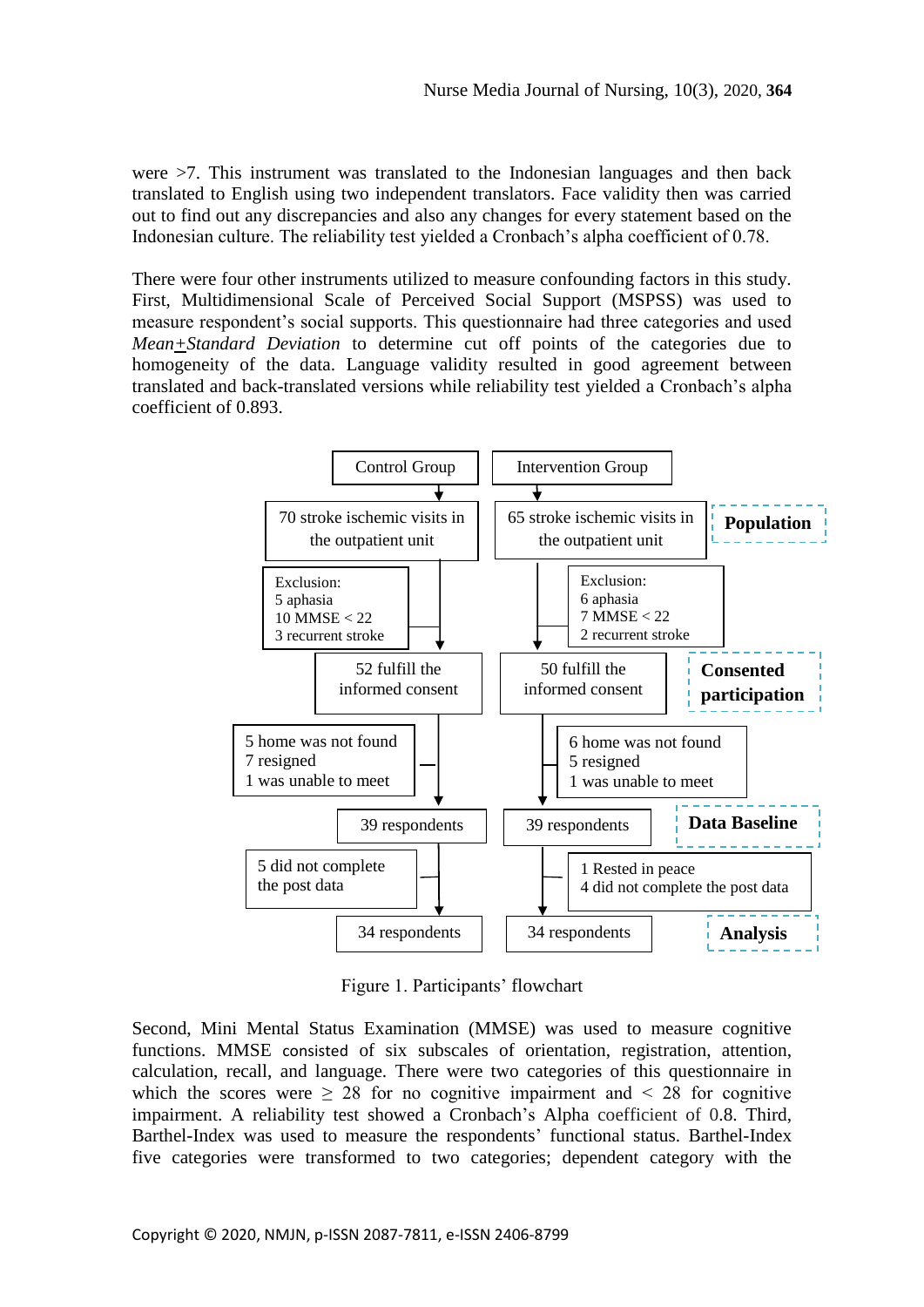were >7. This instrument was translated to the Indonesian languages and then back translated to English using two independent translators. Face validity then was carried out to find out any discrepancies and also any changes for every statement based on the Indonesian culture. The reliability test yielded a Cronbach's alpha coefficient of 0.78.

There were four other instruments utilized to measure confounding factors in this study. First, Multidimensional Scale of Perceived Social Support (MSPSS) was used to measure respondent's social supports. This questionnaire had three categories and used *Mean±Standard Deviation* to determine cut off points of the categories due to homogeneity of the data. Language validity resulted in good agreement between translated and back-translated versions while reliability test yielded a Cronbach's alpha coefficient of 0.893.

| Control Group | Intervention Group | |
|---|---|---|
| 70 stroke ischemic visits in the outpatient unit | 65 stroke ischemic visits in the outpatient unit | **Population** |
| Exclusion: 5 aphasia, 10 MMSE < 22, 3 recurrent stroke | Exclusion: 6 aphasia, 7 MMSE < 22, 2 recurrent stroke | |
| 52 fulfill the informed consent | 50 fulfill the informed consent | **Consented participation** |
| 5 home was not found, 7 resigned, 1 was unable to meet | 6 home was not found, 5 resigned, 1 was unable to meet | |
| 39 respondents | 39 respondents | **Data Baseline** |
| 5 did not complete the post data | 1 Rested in peace, 4 did not complete the post data | |
| 34 respondents | 34 respondents | **Analysis** |

Figure 1. Participants' flowchart

Second, Mini Mental Status Examination (MMSE) was used to measure cognitive functions. MMSE consisted of six subscales of orientation, registration, attention, calculation, recall, and language. There were two categories of this questionnaire in which the scores were $\geq 28$ for no cognitive impairment and $< 28$ for cognitive impairment. A reliability test showed a Cronbach's Alpha coefficient of 0.8. Third, Barthel-Index was used to measure the respondents' functional status. Barthel-Index five categories were transformed to two categories; dependent category with the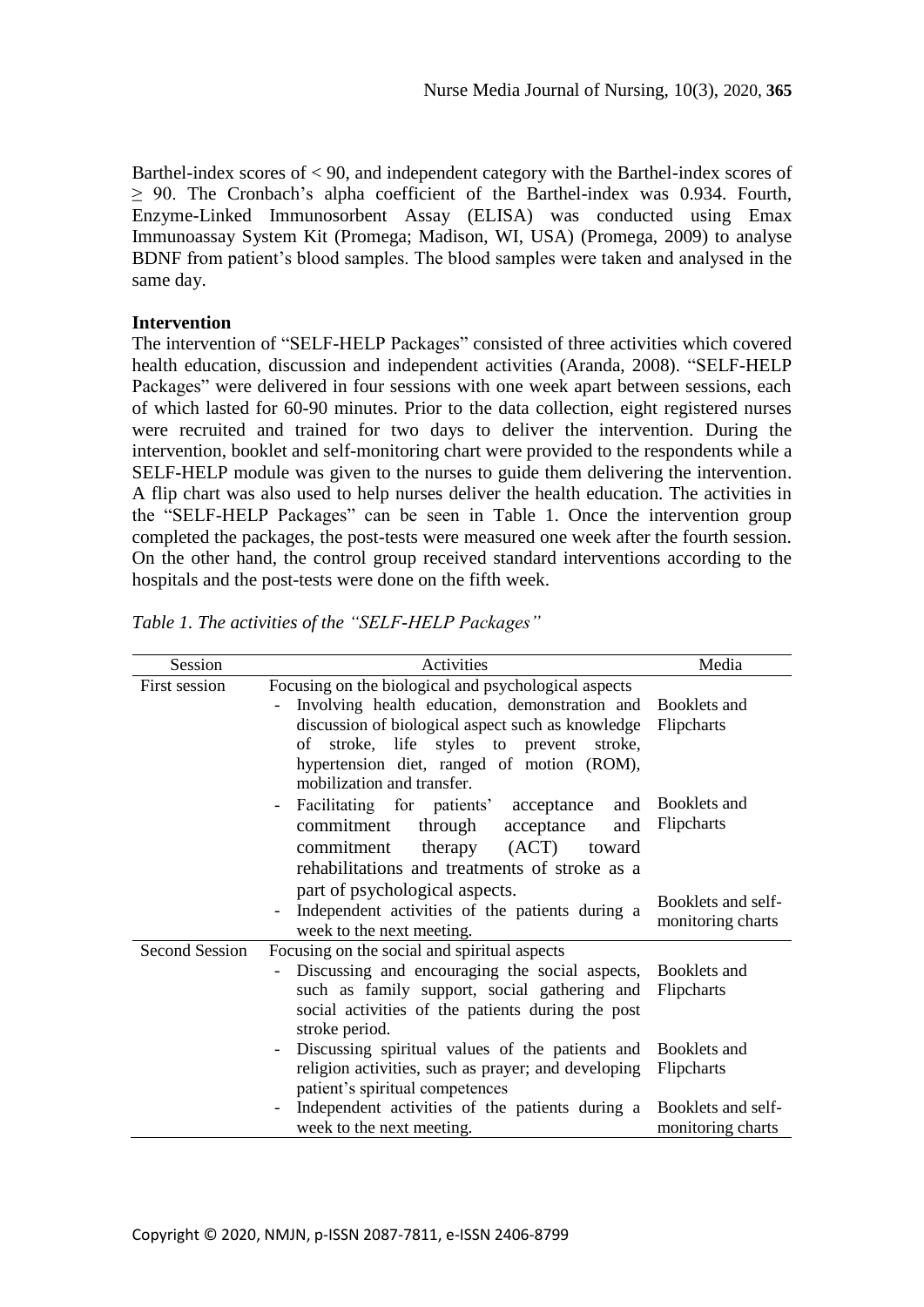Barthel-index scores of < 90, and independent category with the Barthel-index scores of ≥ 90. The Cronbach's alpha coefficient of the Barthel-index was 0.934. Fourth, Enzyme-Linked Immunosorbent Assay (ELISA) was conducted using Emax Immunoassay System Kit (Promega; Madison, WI, USA) (Promega, 2009) to analyse BDNF from patient's blood samples. The blood samples were taken and analysed in the same day.

**Intervention**

The intervention of "SELF-HELP Packages" consisted of three activities which covered health education, discussion and independent activities (Aranda, 2008). "SELF-HELP Packages" were delivered in four sessions with one week apart between sessions, each of which lasted for 60-90 minutes. Prior to the data collection, eight registered nurses were recruited and trained for two days to deliver the intervention. During the intervention, booklet and self-monitoring chart were provided to the respondents while a SELF-HELP module was given to the nurses to guide them delivering the intervention. A flip chart was also used to help nurses deliver the health education. The activities in the "SELF-HELP Packages" can be seen in Table 1. Once the intervention group completed the packages, the post-tests were measured one week after the fourth session. On the other hand, the control group received standard interventions according to the hospitals and the post-tests were done on the fifth week.

*Table 1. The activities of the "SELF-HELP Packages"*

| Session | Activities | Media |
|---|---|---|
| First session | Focusing on the biological and psychological aspects | |
| | - Involving health education, demonstration and discussion of biological aspect such as knowledge of stroke, life styles to prevent stroke, hypertension diet, ranged of motion (ROM), mobilization and transfer. | Booklets and Flipcharts |
| | - Facilitating for patients' acceptance and commitment through acceptance and commitment therapy (ACT) toward rehabilitations and treatments of stroke as a part of psychological aspects. | Booklets and Flipcharts |
| | - Independent activities of the patients during a week to the next meeting. | Booklets and self-monitoring charts |
| Second Session | Focusing on the social and spiritual aspects | |
| | - Discussing and encouraging the social aspects, such as family support, social gathering and social activities of the patients during the post stroke period. | Booklets and Flipcharts |
| | - Discussing spiritual values of the patients and religion activities, such as prayer; and developing patient's spiritual competences | Booklets and Flipcharts |
| | - Independent activities of the patients during a week to the next meeting. | Booklets and self-monitoring charts |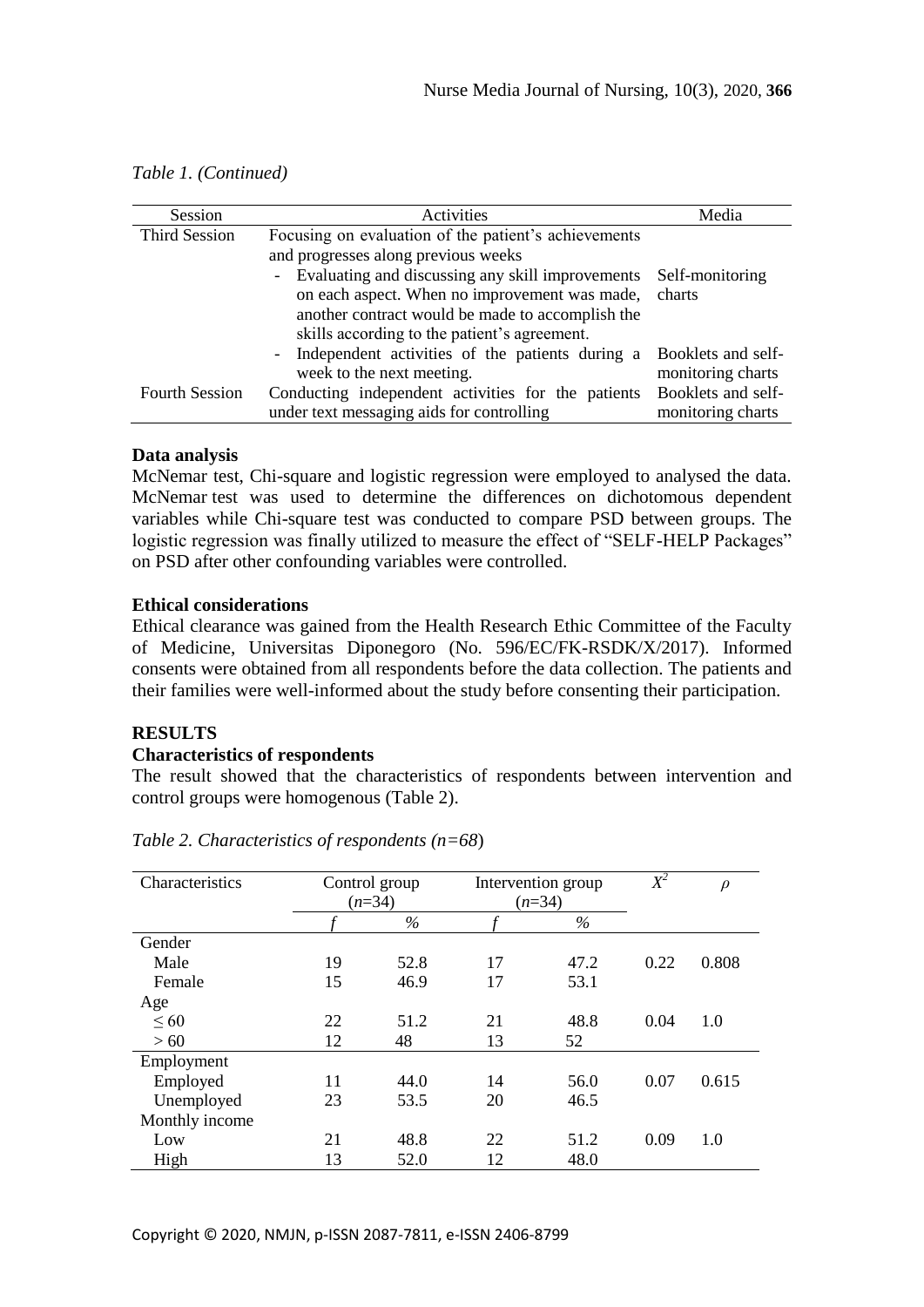*Table 1. (Continued)*

| Session | Activities | Media |
|---|---|---|
| Third Session | Focusing on evaluation of the patient's achievements and progresses along previous weeks | |
| | - Evaluating and discussing any skill improvements on each aspect. When no improvement was made, another contract would be made to accomplish the skills according to the patient's agreement. | Self-monitoring charts |
| | - Independent activities of the patients during a week to the next meeting. | Booklets and self-monitoring charts |
| Fourth Session | Conducting independent activities for the patients under text messaging aids for controlling | Booklets and self-monitoring charts |

### Data analysis

McNemar test, Chi-square and logistic regression were employed to analysed the data. McNemar test was used to determine the differences on dichotomous dependent variables while Chi-square test was conducted to compare PSD between groups. The logistic regression was finally utilized to measure the effect of "SELF-HELP Packages" on PSD after other confounding variables were controlled.

### Ethical considerations

Ethical clearance was gained from the Health Research Ethic Committee of the Faculty of Medicine, Universitas Diponegoro (No. 596/EC/FK-RSDK/X/2017). Informed consents were obtained from all respondents before the data collection. The patients and their families were well-informed about the study before consenting their participation.

## RESULTS

### Characteristics of respondents

The result showed that the characteristics of respondents between intervention and control groups were homogenous (Table 2).

*Table 2. Characteristics of respondents (n=68)*

| Characteristics | Control group ($n$=34) | | Intervention group ($n$=34) | | $X^2$ | $\rho$ |
|---|---|---|---|---|---|---|
| | $f$ | % | $f$ | % | | |
| Gender | | | | | | |
| Male | 19 | 52.8 | 17 | 47.2 | 0.22 | 0.808 |
| Female | 15 | 46.9 | 17 | 53.1 | | |
| Age | | | | | | |
| ≤ 60 | 22 | 51.2 | 21 | 48.8 | 0.04 | 1.0 |
| > 60 | 12 | 48 | 13 | 52 | | |
| Employment | | | | | | |
| Employed | 11 | 44.0 | 14 | 56.0 | 0.07 | 0.615 |
| Unemployed | 23 | 53.5 | 20 | 46.5 | | |
| Monthly income | | | | | | |
| Low | 21 | 48.8 | 22 | 51.2 | 0.09 | 1.0 |
| High | 13 | 52.0 | 12 | 48.0 | | |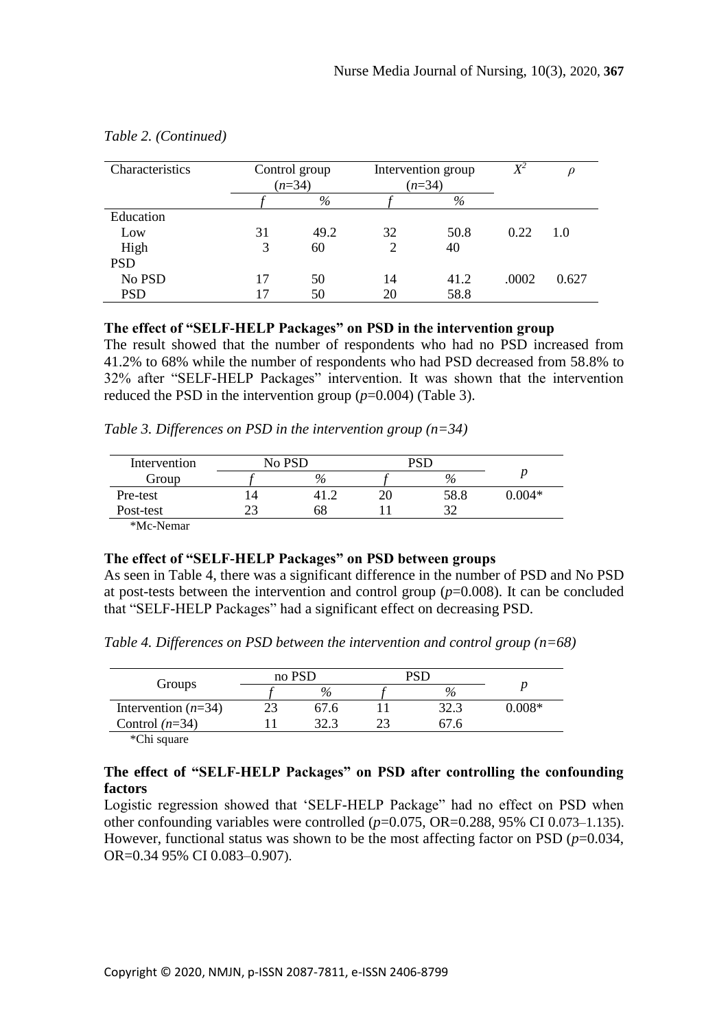*Table 2. (Continued)*

| Characteristics | Control group ($n$=34) | | Intervention group ($n$=34) | | $X^2$ | $\rho$ |
|---|---|---|---|---|---|---|
| | *f* | % | *f* | % | | |
| Education | | | | | | |
| Low | 31 | 49.2 | 32 | 50.8 | 0.22 | 1.0 |
| High | 3 | 60 | 2 | 40 | | |
| PSD | | | | | | |
| No PSD | 17 | 50 | 14 | 41.2 | .0002 | 0.627 |
| PSD | 17 | 50 | 20 | 58.8 | | |

**The effect of "SELF-HELP Packages" on PSD in the intervention group**

The result showed that the number of respondents who had no PSD increased from 41.2% to 68% while the number of respondents who had PSD decreased from 58.8% to 32% after "SELF-HELP Packages" intervention. It was shown that the intervention reduced the PSD in the intervention group ($p$=0.004) (Table 3).

*Table 3. Differences on PSD in the intervention group (n=34)*

| Intervention Group | No PSD | | PSD | | $p$ |
|---|---|---|---|---|---|
| | *f* | % | *f* | % | |
| Pre-test | 14 | 41.2 | 20 | 58.8 | 0.004* |
| Post-test | 23 | 68 | 11 | 32 | |

*Mc-Nemar

**The effect of "SELF-HELP Packages" on PSD between groups**

As seen in Table 4, there was a significant difference in the number of PSD and No PSD at post-tests between the intervention and control group ($p$=0.008). It can be concluded that "SELF-HELP Packages" had a significant effect on decreasing PSD.

*Table 4. Differences on PSD between the intervention and control group (n=68)*

| Groups | no PSD | | PSD | | $p$ |
|---|---|---|---|---|---|
| | *f* | % | *f* | % | |
| Intervention ($n$=34) | 23 | 67.6 | 11 | 32.3 | 0.008* |
| Control ($n$=34) | 11 | 32.3 | 23 | 67.6 | |

*Chi square

**The effect of "SELF-HELP Packages" on PSD after controlling the confounding factors**

Logistic regression showed that 'SELF-HELP Package" had no effect on PSD when other confounding variables were controlled ($p$=0.075, OR=0.288, 95% CI 0.073–1.135). However, functional status was shown to be the most affecting factor on PSD ($p$=0.034, OR=0.34 95% CI 0.083–0.907).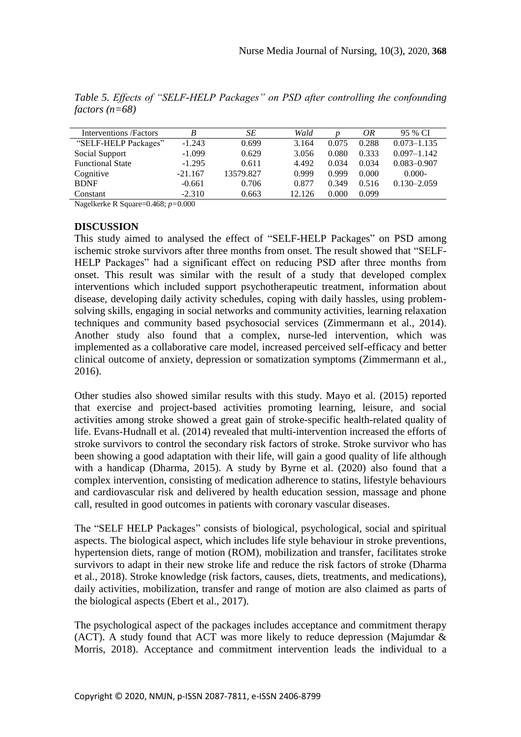*Table 5. Effects of "SELF-HELP Packages" on PSD after controlling the confounding factors (n=68)*

| Interventions /Factors | *B* | *SE* | *Wald* | *p* | *OR* | 95 % CI |
|---|---|---|---|---|---|---|
| "SELF-HELP Packages" | -1.243 | 0.699 | 3.164 | 0.075 | 0.288 | 0.073–1.135 |
| Social Support | -1.099 | 0.629 | 3.056 | 0.080 | 0.333 | 0.097–1.142 |
| Functional State | -1.295 | 0.611 | 4.492 | 0.034 | 0.034 | 0.083–0.907 |
| Cognitive | -21.167 | 13579.827 | 0.999 | 0.999 | 0.000 | 0.000- |
| BDNF | -0.661 | 0.706 | 0.877 | 0.349 | 0.516 | 0.130–2.059 |
| Constant | -2.310 | 0.663 | 12.126 | 0.000 | 0.099 | |

Nagelkerke R Square=0.468; $p$=0.000

## DISCUSSION

This study aimed to analysed the effect of "SELF-HELP Packages" on PSD among ischemic stroke survivors after three months from onset. The result showed that "SELF-HELP Packages" had a significant effect on reducing PSD after three months from onset. This result was similar with the result of a study that developed complex interventions which included support psychotherapeutic treatment, information about disease, developing daily activity schedules, coping with daily hassles, using problem-solving skills, engaging in social networks and community activities, learning relaxation techniques and community based psychosocial services (Zimmermann et al., 2014). Another study also found that a complex, nurse-led intervention, which was implemented as a collaborative care model, increased perceived self-efficacy and better clinical outcome of anxiety, depression or somatization symptoms (Zimmermann et al., 2016).

Other studies also showed similar results with this study. Mayo et al. (2015) reported that exercise and project-based activities promoting learning, leisure, and social activities among stroke showed a great gain of stroke-specific health-related quality of life. Evans-Hudnall et al. (2014) revealed that multi-intervention increased the efforts of stroke survivors to control the secondary risk factors of stroke. Stroke survivor who has been showing a good adaptation with their life, will gain a good quality of life although with a handicap (Dharma, 2015). A study by Byrne et al. (2020) also found that a complex intervention, consisting of medication adherence to statins, lifestyle behaviours and cardiovascular risk and delivered by health education session, massage and phone call, resulted in good outcomes in patients with coronary vascular diseases.

The "SELF HELP Packages" consists of biological, psychological, social and spiritual aspects. The biological aspect, which includes life style behaviour in stroke preventions, hypertension diets, range of motion (ROM), mobilization and transfer, facilitates stroke survivors to adapt in their new stroke life and reduce the risk factors of stroke (Dharma et al., 2018). Stroke knowledge (risk factors, causes, diets, treatments, and medications), daily activities, mobilization, transfer and range of motion are also claimed as parts of the biological aspects (Ebert et al., 2017).

The psychological aspect of the packages includes acceptance and commitment therapy (ACT). A study found that ACT was more likely to reduce depression (Majumdar & Morris, 2018). Acceptance and commitment intervention leads the individual to a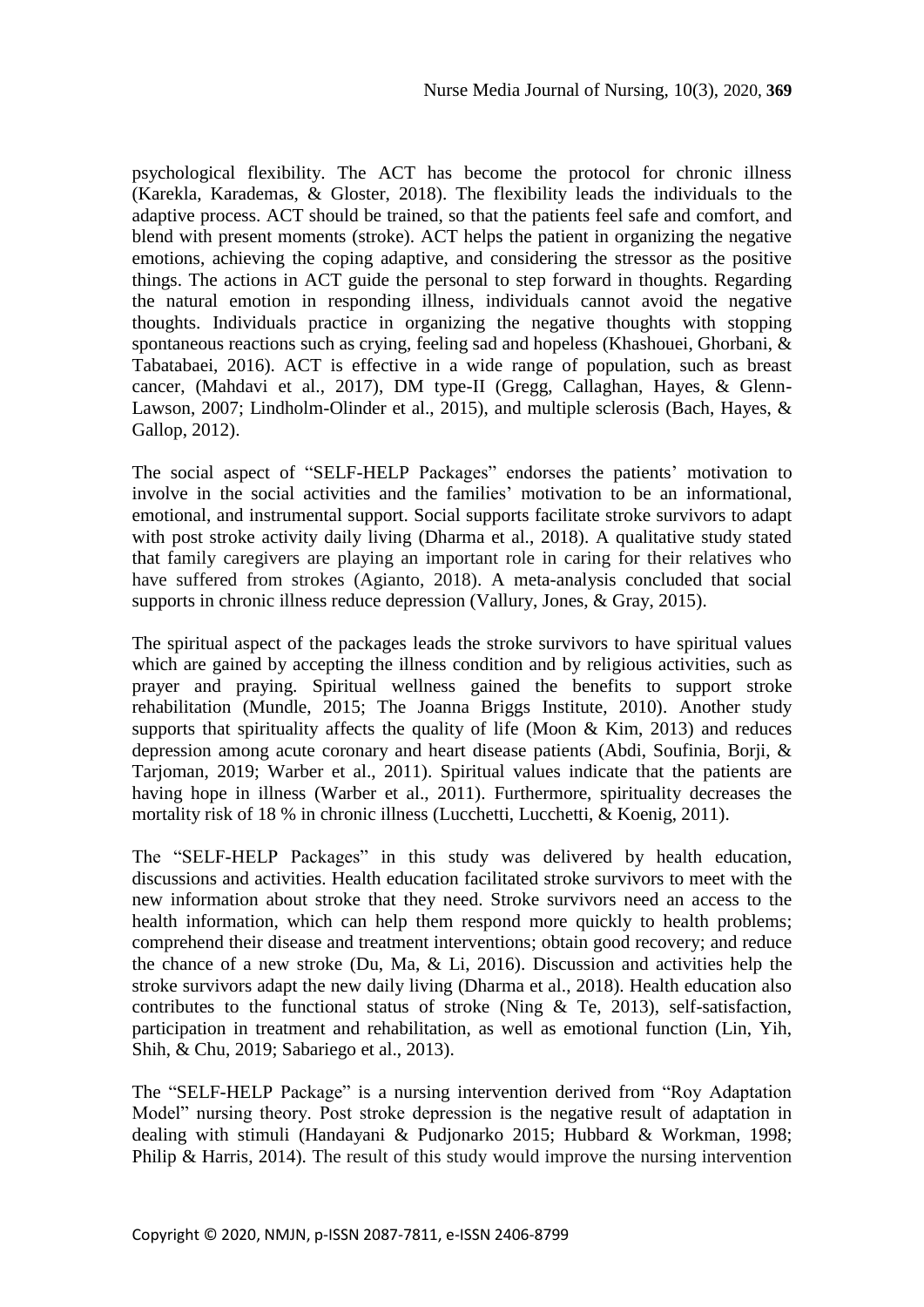psychological flexibility. The ACT has become the protocol for chronic illness (Karekla, Karademas, & Gloster, 2018). The flexibility leads the individuals to the adaptive process. ACT should be trained, so that the patients feel safe and comfort, and blend with present moments (stroke). ACT helps the patient in organizing the negative emotions, achieving the coping adaptive, and considering the stressor as the positive things. The actions in ACT guide the personal to step forward in thoughts. Regarding the natural emotion in responding illness, individuals cannot avoid the negative thoughts. Individuals practice in organizing the negative thoughts with stopping spontaneous reactions such as crying, feeling sad and hopeless (Khashouei, Ghorbani, & Tabatabaei, 2016). ACT is effective in a wide range of population, such as breast cancer, (Mahdavi et al., 2017), DM type-II (Gregg, Callaghan, Hayes, & Glenn-Lawson, 2007; Lindholm-Olinder et al., 2015), and multiple sclerosis (Bach, Hayes, & Gallop, 2012).

The social aspect of "SELF-HELP Packages" endorses the patients' motivation to involve in the social activities and the families' motivation to be an informational, emotional, and instrumental support. Social supports facilitate stroke survivors to adapt with post stroke activity daily living (Dharma et al., 2018). A qualitative study stated that family caregivers are playing an important role in caring for their relatives who have suffered from strokes (Agianto, 2018). A meta-analysis concluded that social supports in chronic illness reduce depression (Vallury, Jones, & Gray, 2015).

The spiritual aspect of the packages leads the stroke survivors to have spiritual values which are gained by accepting the illness condition and by religious activities, such as prayer and praying. Spiritual wellness gained the benefits to support stroke rehabilitation (Mundle, 2015; The Joanna Briggs Institute, 2010). Another study supports that spirituality affects the quality of life (Moon & Kim, 2013) and reduces depression among acute coronary and heart disease patients (Abdi, Soufinia, Borji, & Tarjoman, 2019; Warber et al., 2011). Spiritual values indicate that the patients are having hope in illness (Warber et al., 2011). Furthermore, spirituality decreases the mortality risk of 18 % in chronic illness (Lucchetti, Lucchetti, & Koenig, 2011).

The "SELF-HELP Packages" in this study was delivered by health education, discussions and activities. Health education facilitated stroke survivors to meet with the new information about stroke that they need. Stroke survivors need an access to the health information, which can help them respond more quickly to health problems; comprehend their disease and treatment interventions; obtain good recovery; and reduce the chance of a new stroke (Du, Ma, & Li, 2016). Discussion and activities help the stroke survivors adapt the new daily living (Dharma et al., 2018). Health education also contributes to the functional status of stroke (Ning & Te, 2013), self-satisfaction, participation in treatment and rehabilitation, as well as emotional function (Lin, Yih, Shih, & Chu, 2019; Sabariego et al., 2013).

The "SELF-HELP Package" is a nursing intervention derived from "Roy Adaptation Model" nursing theory. Post stroke depression is the negative result of adaptation in dealing with stimuli (Handayani & Pudjonarko 2015; Hubbard & Workman, 1998; Philip & Harris, 2014). The result of this study would improve the nursing intervention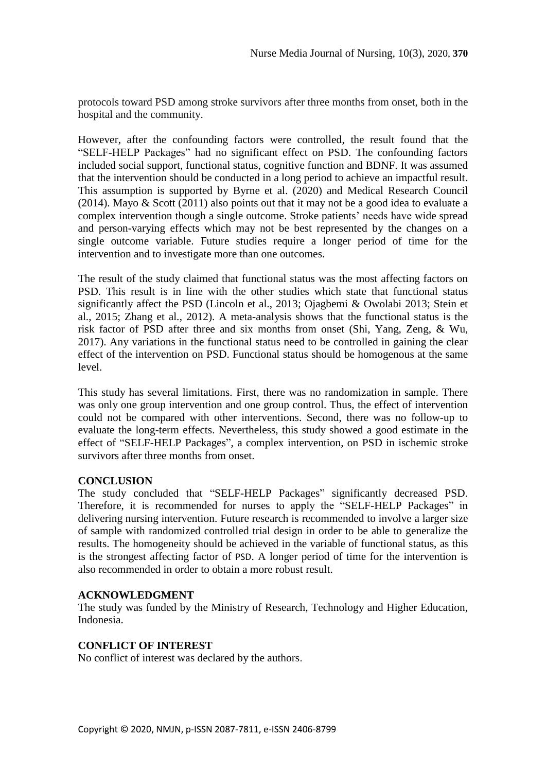protocols toward PSD among stroke survivors after three months from onset, both in the hospital and the community.

However, after the confounding factors were controlled, the result found that the "SELF-HELP Packages" had no significant effect on PSD. The confounding factors included social support, functional status, cognitive function and BDNF. It was assumed that the intervention should be conducted in a long period to achieve an impactful result. This assumption is supported by Byrne et al. (2020) and Medical Research Council (2014). Mayo & Scott (2011) also points out that it may not be a good idea to evaluate a complex intervention though a single outcome. Stroke patients' needs have wide spread and person-varying effects which may not be best represented by the changes on a single outcome variable. Future studies require a longer period of time for the intervention and to investigate more than one outcomes.

The result of the study claimed that functional status was the most affecting factors on PSD. This result is in line with the other studies which state that functional status significantly affect the PSD (Lincoln et al., 2013; Ojagbemi & Owolabi 2013; Stein et al., 2015; Zhang et al., 2012). A meta-analysis shows that the functional status is the risk factor of PSD after three and six months from onset (Shi, Yang, Zeng, & Wu, 2017). Any variations in the functional status need to be controlled in gaining the clear effect of the intervention on PSD. Functional status should be homogenous at the same level.

This study has several limitations. First, there was no randomization in sample. There was only one group intervention and one group control. Thus, the effect of intervention could not be compared with other interventions. Second, there was no follow-up to evaluate the long-term effects. Nevertheless, this study showed a good estimate in the effect of "SELF-HELP Packages", a complex intervention, on PSD in ischemic stroke survivors after three months from onset.

## CONCLUSION

The study concluded that "SELF-HELP Packages" significantly decreased PSD. Therefore, it is recommended for nurses to apply the "SELF-HELP Packages" in delivering nursing intervention. Future research is recommended to involve a larger size of sample with randomized controlled trial design in order to be able to generalize the results. The homogeneity should be achieved in the variable of functional status, as this is the strongest affecting factor of PSD. A longer period of time for the intervention is also recommended in order to obtain a more robust result.

## ACKNOWLEDGMENT

The study was funded by the Ministry of Research, Technology and Higher Education, Indonesia.

## CONFLICT OF INTEREST

No conflict of interest was declared by the authors.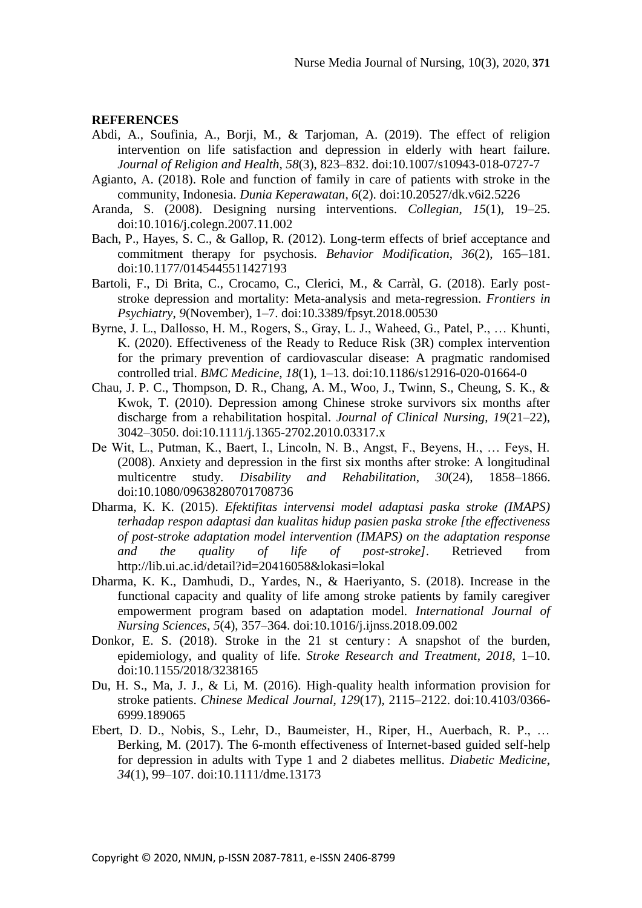**REFERENCES**

Abdi, A., Soufinia, A., Borji, M., & Tarjoman, A. (2019). The effect of religion intervention on life satisfaction and depression in elderly with heart failure. *Journal of Religion and Health*, *58*(3), 823–832. doi:10.1007/s10943-018-0727-7

Agianto, A. (2018). Role and function of family in care of patients with stroke in the community, Indonesia. *Dunia Keperawatan*, *6*(2). doi:10.20527/dk.v6i2.5226

Aranda, S. (2008). Designing nursing interventions. *Collegian*, *15*(1), 19–25. doi:10.1016/j.colegn.2007.11.002

Bach, P., Hayes, S. C., & Gallop, R. (2012). Long-term effects of brief acceptance and commitment therapy for psychosis. *Behavior Modification*, *36*(2), 165–181. doi:10.1177/0145445511427193

Bartoli, F., Di Brita, C., Crocamo, C., Clerici, M., & Carràl, G. (2018). Early post-stroke depression and mortality: Meta-analysis and meta-regression. *Frontiers in Psychiatry*, *9*(November), 1–7. doi:10.3389/fpsyt.2018.00530

Byrne, J. L., Dallosso, H. M., Rogers, S., Gray, L. J., Waheed, G., Patel, P., … Khunti, K. (2020). Effectiveness of the Ready to Reduce Risk (3R) complex intervention for the primary prevention of cardiovascular disease: A pragmatic randomised controlled trial. *BMC Medicine*, *18*(1), 1–13. doi:10.1186/s12916-020-01664-0

Chau, J. P. C., Thompson, D. R., Chang, A. M., Woo, J., Twinn, S., Cheung, S. K., & Kwok, T. (2010). Depression among Chinese stroke survivors six months after discharge from a rehabilitation hospital. *Journal of Clinical Nursing*, *19*(21–22), 3042–3050. doi:10.1111/j.1365-2702.2010.03317.x

De Wit, L., Putman, K., Baert, I., Lincoln, N. B., Angst, F., Beyens, H., … Feys, H. (2008). Anxiety and depression in the first six months after stroke: A longitudinal multicentre study. *Disability and Rehabilitation*, *30*(24), 1858–1866. doi:10.1080/09638280701708736

Dharma, K. K. (2015). *Efektifitas intervensi model adaptasi paska stroke (IMAPS) terhadap respon adaptasi dan kualitas hidup pasien paska stroke [the effectiveness of post-stroke adaptation model intervention (IMAPS) on the adaptation response and the quality of life of post-stroke]*. Retrieved from http://lib.ui.ac.id/detail?id=20416058&lokasi=lokal

Dharma, K. K., Damhudi, D., Yardes, N., & Haeriyanto, S. (2018). Increase in the functional capacity and quality of life among stroke patients by family caregiver empowerment program based on adaptation model. *International Journal of Nursing Sciences*, *5*(4), 357–364. doi:10.1016/j.ijnss.2018.09.002

Donkor, E. S. (2018). Stroke in the 21 st century : A snapshot of the burden, epidemiology, and quality of life. *Stroke Research and Treatment*, *2018*, 1–10. doi:10.1155/2018/3238165

Du, H. S., Ma, J. J., & Li, M. (2016). High-quality health information provision for stroke patients. *Chinese Medical Journal*, *129*(17), 2115–2122. doi:10.4103/0366-6999.189065

Ebert, D. D., Nobis, S., Lehr, D., Baumeister, H., Riper, H., Auerbach, R. P., … Berking, M. (2017). The 6-month effectiveness of Internet-based guided self-help for depression in adults with Type 1 and 2 diabetes mellitus. *Diabetic Medicine*, *34*(1), 99–107. doi:10.1111/dme.13173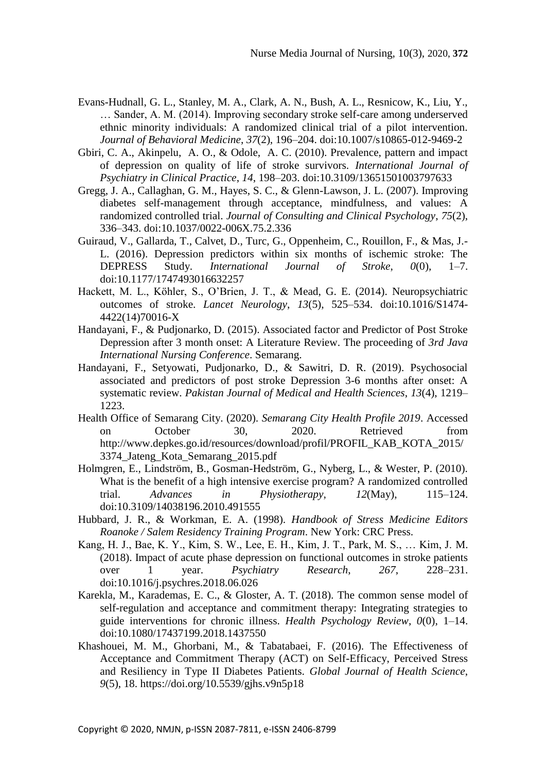Evans-Hudnall, G. L., Stanley, M. A., Clark, A. N., Bush, A. L., Resnicow, K., Liu, Y., … Sander, A. M. (2014). Improving secondary stroke self-care among underserved ethnic minority individuals: A randomized clinical trial of a pilot intervention. *Journal of Behavioral Medicine*, *37*(2), 196–204. doi:10.1007/s10865-012-9469-2

Gbiri, C. A., Akinpelu, A. O., & Odole, A. C. (2010). Prevalence, pattern and impact of depression on quality of life of stroke survivors. *International Journal of Psychiatry in Clinical Practice*, *14*, 198–203. doi:10.3109/13651501003797633

Gregg, J. A., Callaghan, G. M., Hayes, S. C., & Glenn-Lawson, J. L. (2007). Improving diabetes self-management through acceptance, mindfulness, and values: A randomized controlled trial. *Journal of Consulting and Clinical Psychology*, *75*(2), 336–343. doi:10.1037/0022-006X.75.2.336

Guiraud, V., Gallarda, T., Calvet, D., Turc, G., Oppenheim, C., Rouillon, F., & Mas, J.-L. (2016). Depression predictors within six months of ischemic stroke: The DEPRESS Study. *International Journal of Stroke*, *0*(0), 1–7. doi:10.1177/1747493016632257

Hackett, M. L., Köhler, S., O'Brien, J. T., & Mead, G. E. (2014). Neuropsychiatric outcomes of stroke. *Lancet Neurology*, *13*(5), 525–534. doi:10.1016/S1474-4422(14)70016-X

Handayani, F., & Pudjonarko, D. (2015). Associated factor and Predictor of Post Stroke Depression after 3 month onset: A Literature Review. The proceeding of *3rd Java International Nursing Conference*. Semarang.

Handayani, F., Setyowati, Pudjonarko, D., & Sawitri, D. R. (2019). Psychosocial associated and predictors of post stroke Depression 3-6 months after onset: A systematic review. *Pakistan Journal of Medical and Health Sciences*, *13*(4), 1219–1223.

Health Office of Semarang City. (2020). *Semarang City Health Profile 2019*. Accessed on October 30, 2020. Retrieved from http://www.depkes.go.id/resources/download/profil/PROFIL_KAB_KOTA_2015/3374_Jateng_Kota_Semarang_2015.pdf

Holmgren, E., Lindström, B., Gosman-Hedström, G., Nyberg, L., & Wester, P. (2010). What is the benefit of a high intensive exercise program? A randomized controlled trial. *Advances in Physiotherapy*, *12*(May), 115–124. doi:10.3109/14038196.2010.491555

Hubbard, J. R., & Workman, E. A. (1998). *Handbook of Stress Medicine Editors Roanoke / Salem Residency Training Program*. New York: CRC Press.

Kang, H. J., Bae, K. Y., Kim, S. W., Lee, E. H., Kim, J. T., Park, M. S., … Kim, J. M. (2018). Impact of acute phase depression on functional outcomes in stroke patients over 1 year. *Psychiatry Research*, *267*, 228–231. doi:10.1016/j.psychres.2018.06.026

Karekla, M., Karademas, E. C., & Gloster, A. T. (2018). The common sense model of self-regulation and acceptance and commitment therapy: Integrating strategies to guide interventions for chronic illness. *Health Psychology Review*, *0*(0), 1–14. doi:10.1080/17437199.2018.1437550

Khashouei, M. M., Ghorbani, M., & Tabatabaei, F. (2016). The Effectiveness of Acceptance and Commitment Therapy (ACT) on Self-Efficacy, Perceived Stress and Resiliency in Type II Diabetes Patients. *Global Journal of Health Science*, *9*(5), 18. https://doi.org/10.5539/gjhs.v9n5p18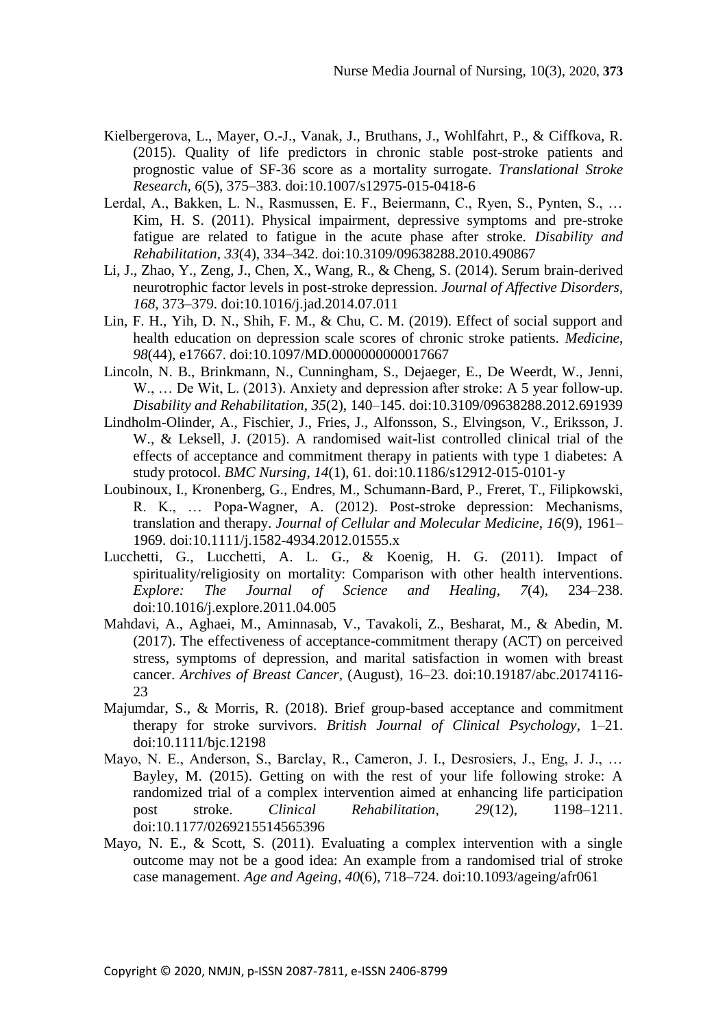Kielbergerova, L., Mayer, O.-J., Vanak, J., Bruthans, J., Wohlfahrt, P., & Ciffkova, R. (2015). Quality of life predictors in chronic stable post-stroke patients and prognostic value of SF-36 score as a mortality surrogate. *Translational Stroke Research*, *6*(5), 375–383. doi:10.1007/s12975-015-0418-6

Lerdal, A., Bakken, L. N., Rasmussen, E. F., Beiermann, C., Ryen, S., Pynten, S., … Kim, H. S. (2011). Physical impairment, depressive symptoms and pre-stroke fatigue are related to fatigue in the acute phase after stroke. *Disability and Rehabilitation*, *33*(4), 334–342. doi:10.3109/09638288.2010.490867

Li, J., Zhao, Y., Zeng, J., Chen, X., Wang, R., & Cheng, S. (2014). Serum brain-derived neurotrophic factor levels in post-stroke depression. *Journal of Affective Disorders*, *168*, 373–379. doi:10.1016/j.jad.2014.07.011

Lin, F. H., Yih, D. N., Shih, F. M., & Chu, C. M. (2019). Effect of social support and health education on depression scale scores of chronic stroke patients. *Medicine*, *98*(44), e17667. doi:10.1097/MD.0000000000017667

Lincoln, N. B., Brinkmann, N., Cunningham, S., Dejaeger, E., De Weerdt, W., Jenni, W., … De Wit, L. (2013). Anxiety and depression after stroke: A 5 year follow-up. *Disability and Rehabilitation*, *35*(2), 140–145. doi:10.3109/09638288.2012.691939

Lindholm-Olinder, A., Fischier, J., Fries, J., Alfonsson, S., Elvingson, V., Eriksson, J. W., & Leksell, J. (2015). A randomised wait-list controlled clinical trial of the effects of acceptance and commitment therapy in patients with type 1 diabetes: A study protocol. *BMC Nursing*, *14*(1), 61. doi:10.1186/s12912-015-0101-y

Loubinoux, I., Kronenberg, G., Endres, M., Schumann-Bard, P., Freret, T., Filipkowski, R. K., … Popa-Wagner, A. (2012). Post-stroke depression: Mechanisms, translation and therapy. *Journal of Cellular and Molecular Medicine*, *16*(9), 1961–1969. doi:10.1111/j.1582-4934.2012.01555.x

Lucchetti, G., Lucchetti, A. L. G., & Koenig, H. G. (2011). Impact of spirituality/religiosity on mortality: Comparison with other health interventions. *Explore: The Journal of Science and Healing*, *7*(4), 234–238. doi:10.1016/j.explore.2011.04.005

Mahdavi, A., Aghaei, M., Aminnasab, V., Tavakoli, Z., Besharat, M., & Abedin, M. (2017). The effectiveness of acceptance-commitment therapy (ACT) on perceived stress, symptoms of depression, and marital satisfaction in women with breast cancer. *Archives of Breast Cancer*, (August), 16–23. doi:10.19187/abc.20174116-23

Majumdar, S., & Morris, R. (2018). Brief group-based acceptance and commitment therapy for stroke survivors. *British Journal of Clinical Psychology*, 1–21. doi:10.1111/bjc.12198

Mayo, N. E., Anderson, S., Barclay, R., Cameron, J. I., Desrosiers, J., Eng, J. J., … Bayley, M. (2015). Getting on with the rest of your life following stroke: A randomized trial of a complex intervention aimed at enhancing life participation post stroke. *Clinical Rehabilitation*, *29*(12), 1198–1211. doi:10.1177/0269215514565396

Mayo, N. E., & Scott, S. (2011). Evaluating a complex intervention with a single outcome may not be a good idea: An example from a randomised trial of stroke case management. *Age and Ageing*, *40*(6), 718–724. doi:10.1093/ageing/afr061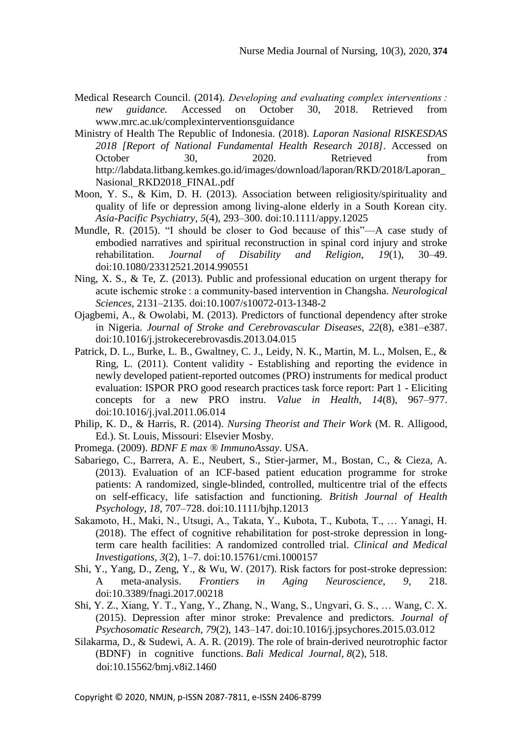Medical Research Council. (2014). *Developing and evaluating complex interventions : new guidance.* Accessed on October 30, 2018. Retrieved from www.mrc.ac.uk/complexinterventionsguidance

Ministry of Health The Republic of Indonesia. (2018). *Laporan Nasional RISKESDAS 2018 [Report of National Fundamental Health Research 2018]*. Accessed on October 30, 2020. Retrieved from http://labdata.litbang.kemkes.go.id/images/download/laporan/RKD/2018/Laporan_Nasional_RKD2018_FINAL.pdf

Moon, Y. S., & Kim, D. H. (2013). Association between religiosity/spirituality and quality of life or depression among living-alone elderly in a South Korean city. *Asia-Pacific Psychiatry*, *5*(4), 293–300. doi:10.1111/appy.12025

Mundle, R. (2015). "I should be closer to God because of this"—A case study of embodied narratives and spiritual reconstruction in spinal cord injury and stroke rehabilitation. *Journal of Disability and Religion*, *19*(1), 30–49. doi:10.1080/23312521.2014.990551

Ning, X. S., & Te, Z. (2013). Public and professional education on urgent therapy for acute ischemic stroke : a community-based intervention in Changsha. *Neurological Sciences*, 2131–2135. doi:10.1007/s10072-013-1348-2

Ojagbemi, A., & Owolabi, M. (2013). Predictors of functional dependency after stroke in Nigeria. *Journal of Stroke and Cerebrovascular Diseases*, *22*(8), e381–e387. doi:10.1016/j.jstrokecerebrovasdis.2013.04.015

Patrick, D. L., Burke, L. B., Gwaltney, C. J., Leidy, N. K., Martin, M. L., Molsen, E., & Ring, L. (2011). Content validity - Establishing and reporting the evidence in newly developed patient-reported outcomes (PRO) instruments for medical product evaluation: ISPOR PRO good research practices task force report: Part 1 - Eliciting concepts for a new PRO instru. *Value in Health*, *14*(8), 967–977. doi:10.1016/j.jval.2011.06.014

Philip, K. D., & Harris, R. (2014). *Nursing Theorist and Their Work* (M. R. Alligood, Ed.). St. Louis, Missouri: Elsevier Mosby.

Promega. (2009). *BDNF E max ® ImmunoAssay*. USA.

Sabariego, C., Barrera, A. E., Neubert, S., Stier-jarmer, M., Bostan, C., & Cieza, A. (2013). Evaluation of an ICF-based patient education programme for stroke patients: A randomized, single-blinded, controlled, multicentre trial of the effects on self-efficacy, life satisfaction and functioning. *British Journal of Health Psychology*, *18*, 707–728. doi:10.1111/bjhp.12013

Sakamoto, H., Maki, N., Utsugi, A., Takata, Y., Kubota, T., Kubota, T., … Yanagi, H. (2018). The effect of cognitive rehabilitation for post-stroke depression in long-term care health facilities: A randomized controlled trial. *Clinical and Medical Investigations*, *3*(2), 1–7. doi:10.15761/cmi.1000157

Shi, Y., Yang, D., Zeng, Y., & Wu, W. (2017). Risk factors for post-stroke depression: A meta-analysis. *Frontiers in Aging Neuroscience*, *9*, 218. doi:10.3389/fnagi.2017.00218

Shi, Y. Z., Xiang, Y. T., Yang, Y., Zhang, N., Wang, S., Ungvari, G. S., … Wang, C. X. (2015). Depression after minor stroke: Prevalence and predictors. *Journal of Psychosomatic Research*, *79*(2), 143–147. doi:10.1016/j.jpsychores.2015.03.012

Silakarma, D., & Sudewi, A. A. R. (2019). The role of brain-derived neurotrophic factor (BDNF) in cognitive functions. *Bali Medical Journal*, *8*(2), 518. doi:10.15562/bmj.v8i2.1460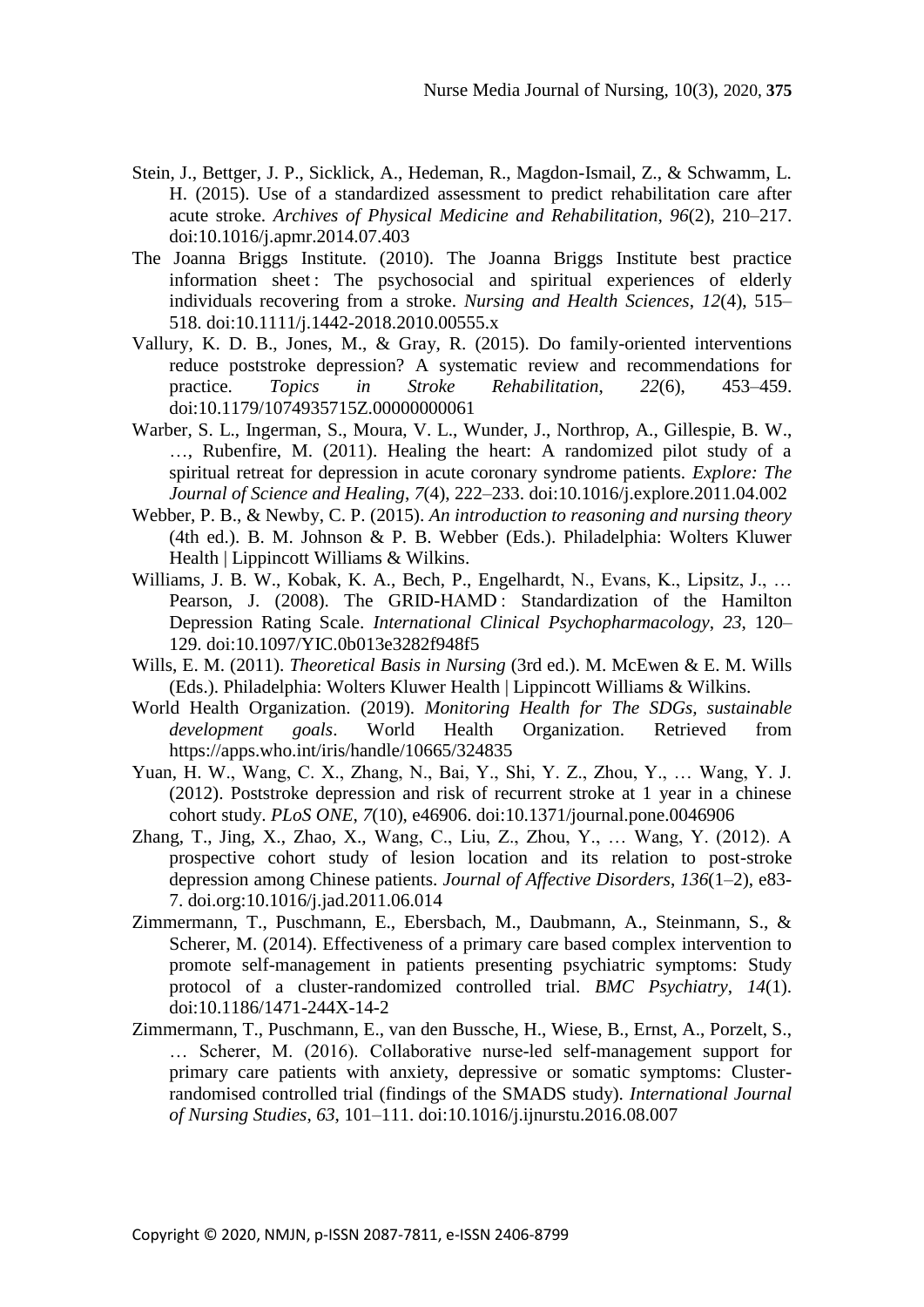Stein, J., Bettger, J. P., Sicklick, A., Hedeman, R., Magdon-Ismail, Z., & Schwamm, L. H. (2015). Use of a standardized assessment to predict rehabilitation care after acute stroke. *Archives of Physical Medicine and Rehabilitation*, *96*(2), 210–217. doi:10.1016/j.apmr.2014.07.403

The Joanna Briggs Institute. (2010). The Joanna Briggs Institute best practice information sheet : The psychosocial and spiritual experiences of elderly individuals recovering from a stroke. *Nursing and Health Sciences*, *12*(4), 515–518. doi:10.1111/j.1442-2018.2010.00555.x

Vallury, K. D. B., Jones, M., & Gray, R. (2015). Do family-oriented interventions reduce poststroke depression? A systematic review and recommendations for practice. *Topics in Stroke Rehabilitation*, *22*(6), 453–459. doi:10.1179/1074935715Z.00000000061

Warber, S. L., Ingerman, S., Moura, V. L., Wunder, J., Northrop, A., Gillespie, B. W., …, Rubenfire, M. (2011). Healing the heart: A randomized pilot study of a spiritual retreat for depression in acute coronary syndrome patients. *Explore: The Journal of Science and Healing*, *7*(4), 222–233. doi:10.1016/j.explore.2011.04.002

Webber, P. B., & Newby, C. P. (2015). *An introduction to reasoning and nursing theory* (4th ed.). B. M. Johnson & P. B. Webber (Eds.). Philadelphia: Wolters Kluwer Health | Lippincott Williams & Wilkins.

Williams, J. B. W., Kobak, K. A., Bech, P., Engelhardt, N., Evans, K., Lipsitz, J., … Pearson, J. (2008). The GRID-HAMD : Standardization of the Hamilton Depression Rating Scale. *International Clinical Psychopharmacology*, *23*, 120–129. doi:10.1097/YIC.0b013e3282f948f5

Wills, E. M. (2011). *Theoretical Basis in Nursing* (3rd ed.). M. McEwen & E. M. Wills (Eds.). Philadelphia: Wolters Kluwer Health | Lippincott Williams & Wilkins.

World Health Organization. (2019). *Monitoring Health for The SDGs, sustainable development goals*. World Health Organization. Retrieved from https://apps.who.int/iris/handle/10665/324835

Yuan, H. W., Wang, C. X., Zhang, N., Bai, Y., Shi, Y. Z., Zhou, Y., … Wang, Y. J. (2012). Poststroke depression and risk of recurrent stroke at 1 year in a chinese cohort study. *PLoS ONE*, *7*(10), e46906. doi:10.1371/journal.pone.0046906

Zhang, T., Jing, X., Zhao, X., Wang, C., Liu, Z., Zhou, Y., … Wang, Y. (2012). A prospective cohort study of lesion location and its relation to post-stroke depression among Chinese patients. *Journal of Affective Disorders*, *136*(1–2), e83-7. doi.org:10.1016/j.jad.2011.06.014

Zimmermann, T., Puschmann, E., Ebersbach, M., Daubmann, A., Steinmann, S., & Scherer, M. (2014). Effectiveness of a primary care based complex intervention to promote self-management in patients presenting psychiatric symptoms: Study protocol of a cluster-randomized controlled trial. *BMC Psychiatry*, *14*(1). doi:10.1186/1471-244X-14-2

Zimmermann, T., Puschmann, E., van den Bussche, H., Wiese, B., Ernst, A., Porzelt, S., … Scherer, M. (2016). Collaborative nurse-led self-management support for primary care patients with anxiety, depressive or somatic symptoms: Cluster-randomised controlled trial (findings of the SMADS study). *International Journal of Nursing Studies*, *63*, 101–111. doi:10.1016/j.ijnurstu.2016.08.007